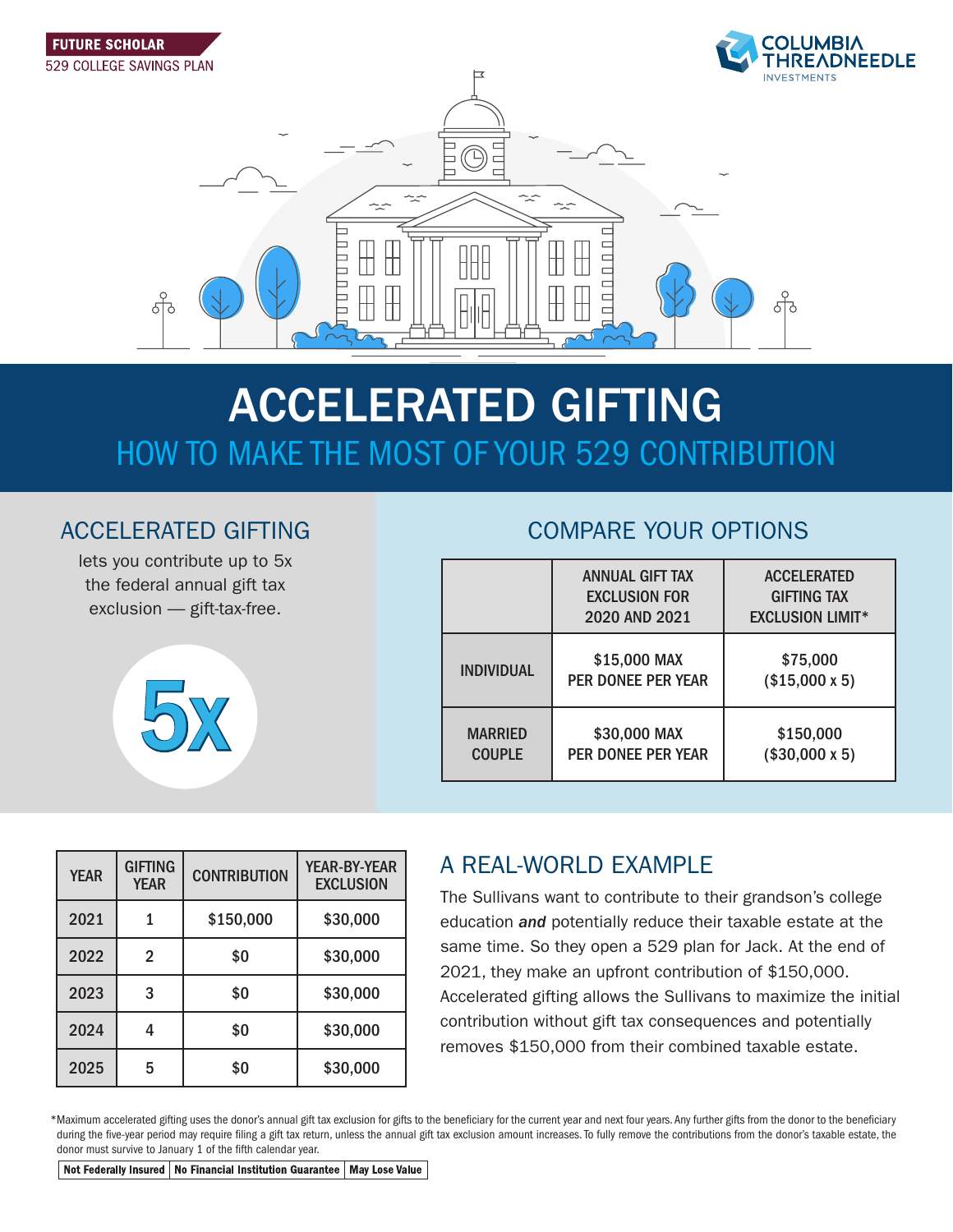FUTURE SCHOLAR
529 COLLEGE SAVINGS PLAN

COLUMBIA THREADNEEDLE INVESTMENTS

# ACCELERATED GIFTING

## HOW TO MAKE THE MOST OF YOUR 529 CONTRIBUTION

## ACCELERATED GIFTING

lets you contribute up to 5x the federal annual gift tax exclusion — gift-tax-free.

5x

## COMPARE YOUR OPTIONS

| | ANNUAL GIFT TAX EXCLUSION FOR 2020 AND 2021 | ACCELERATED GIFTING TAX EXCLUSION LIMIT* |
|---|---|---|
| INDIVIDUAL | $15,000 MAX PER DONEE PER YEAR | $75,000 ($15,000 x 5) |
| MARRIED COUPLE | $30,000 MAX PER DONEE PER YEAR | $150,000 ($30,000 x 5) |

| YEAR | GIFTING YEAR | CONTRIBUTION | YEAR-BY-YEAR EXCLUSION |
|---|---|---|---|
| 2021 | 1 | $150,000 | $30,000 |
| 2022 | 2 | $0 | $30,000 |
| 2023 | 3 | $0 | $30,000 |
| 2024 | 4 | $0 | $30,000 |
| 2025 | 5 | $0 | $30,000 |

## A REAL-WORLD EXAMPLE

The Sullivans want to contribute to their grandson's college education ***and*** potentially reduce their taxable estate at the same time. So they open a 529 plan for Jack. At the end of 2021, they make an upfront contribution of $150,000. Accelerated gifting allows the Sullivans to maximize the initial contribution without gift tax consequences and potentially removes $150,000 from their combined taxable estate.

*Maximum accelerated gifting uses the donor's annual gift tax exclusion for gifts to the beneficiary for the current year and next four years. Any further gifts from the donor to the beneficiary during the five-year period may require filing a gift tax return, unless the annual gift tax exclusion amount increases. To fully remove the contributions from the donor's taxable estate, the donor must survive to January 1 of the fifth calendar year.

| Not Federally Insured | No Financial Institution Guarantee | May Lose Value |
|---|---|---|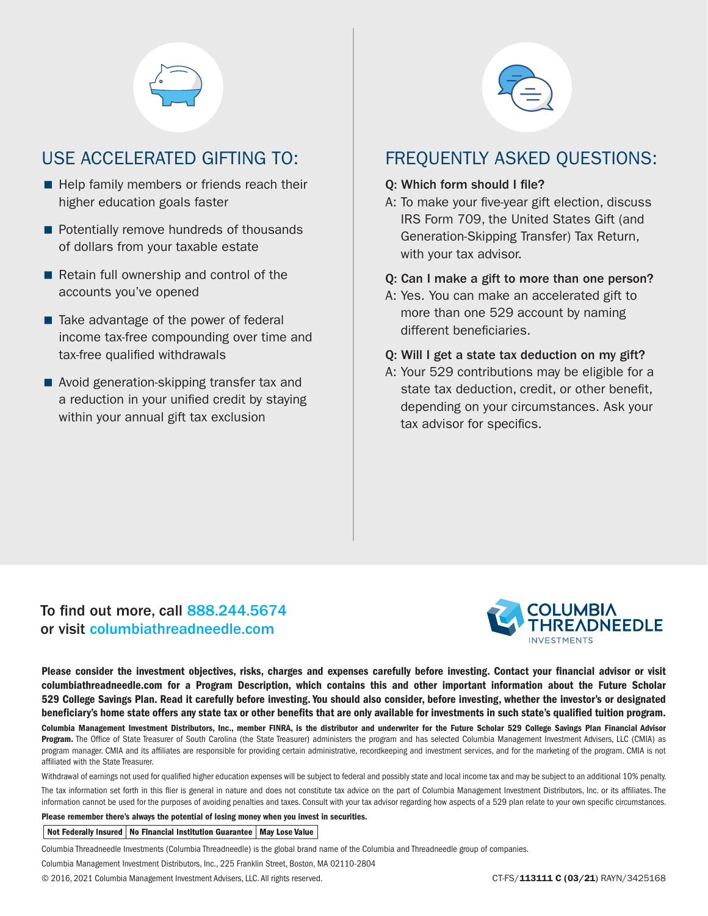## USE ACCELERATED GIFTING TO:

- Help family members or friends reach their higher education goals faster
- Potentially remove hundreds of thousands of dollars from your taxable estate
- Retain full ownership and control of the accounts you've opened
- Take advantage of the power of federal income tax-free compounding over time and tax-free qualified withdrawals
- Avoid generation-skipping transfer tax and a reduction in your unified credit by staying within your annual gift tax exclusion

## FREQUENTLY ASKED QUESTIONS:

**Q: Which form should I file?**

A: To make your five-year gift election, discuss IRS Form 709, the United States Gift (and Generation-Skipping Transfer) Tax Return, with your tax advisor.

**Q: Can I make a gift to more than one person?**

A: Yes. You can make an accelerated gift to more than one 529 account by naming different beneficiaries.

**Q: Will I get a state tax deduction on my gift?**

A: Your 529 contributions may be eligible for a state tax deduction, credit, or other benefit, depending on your circumstances. Ask your tax advisor for specifics.

To find out more, call 888.244.5674
or visit columbiathreadneedle.com

COLUMBIA THREADNEEDLE INVESTMENTS

**Please consider the investment objectives, risks, charges and expenses carefully before investing. Contact your financial advisor or visit columbiathreadneedle.com for a Program Description, which contains this and other important information about the Future Scholar 529 College Savings Plan. Read it carefully before investing. You should also consider, before investing, whether the investor's or designated beneficiary's home state offers any state tax or other benefits that are only available for investments in such state's qualified tuition program.**

**Columbia Management Investment Distributors, Inc., member FINRA, is the distributor and underwriter for the Future Scholar 529 College Savings Plan Financial Advisor Program.** The Office of State Treasurer of South Carolina (the State Treasurer) administers the program and has selected Columbia Management Investment Advisers, LLC (CMIA) as program manager. CMIA and its affiliates are responsible for providing certain administrative, recordkeeping and investment services, and for the marketing of the program. CMIA is not affiliated with the State Treasurer.

Withdrawal of earnings not used for qualified higher education expenses will be subject to federal and possibly state and local income tax and may be subject to an additional 10% penalty.

The tax information set forth in this flier is general in nature and does not constitute tax advice on the part of Columbia Management Investment Distributors, Inc. or its affiliates. The information cannot be used for the purposes of avoiding penalties and taxes. Consult with your tax advisor regarding how aspects of a 529 plan relate to your own specific circumstances.

**Please remember there's always the potential of losing money when you invest in securities.**

| Not Federally Insured | No Financial Institution Guarantee | May Lose Value |
| --- | --- | --- |

Columbia Threadneedle Investments (Columbia Threadneedle) is the global brand name of the Columbia and Threadneedle group of companies.

Columbia Management Investment Distributors, Inc., 225 Franklin Street, Boston, MA 02110-2804

© 2016, 2021 Columbia Management Investment Advisers, LLC. All rights reserved.

CT-FS/**113111 C (03/21**) RAYN/3425168